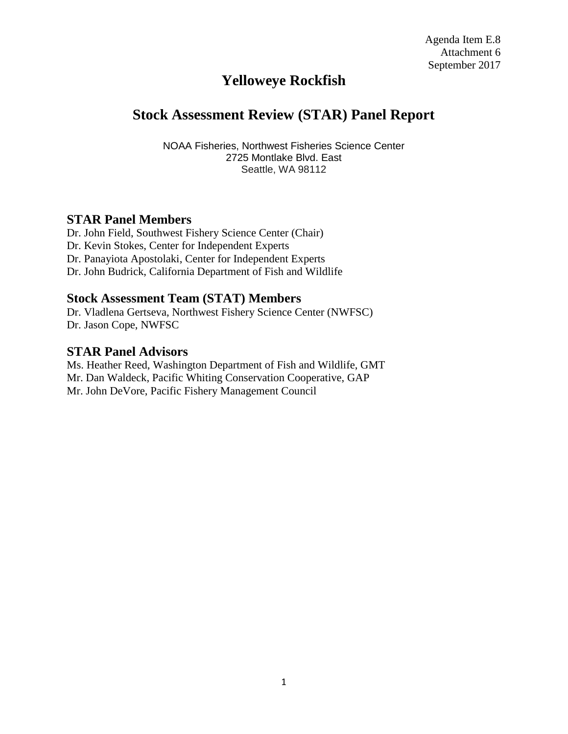Agenda Item E.8
Attachment 6
September 2017

# Yelloweye Rockfish

# Stock Assessment Review (STAR) Panel Report

NOAA Fisheries, Northwest Fisheries Science Center
2725 Montlake Blvd. East
Seattle, WA 98112

## STAR Panel Members

Dr. John Field, Southwest Fishery Science Center (Chair)
Dr. Kevin Stokes, Center for Independent Experts
Dr. Panayiota Apostolaki, Center for Independent Experts
Dr. John Budrick, California Department of Fish and Wildlife

## Stock Assessment Team (STAT) Members

Dr. Vladlena Gertseva, Northwest Fishery Science Center (NWFSC)
Dr. Jason Cope, NWFSC

## STAR Panel Advisors

Ms. Heather Reed, Washington Department of Fish and Wildlife, GMT
Mr. Dan Waldeck, Pacific Whiting Conservation Cooperative, GAP
Mr. John DeVore, Pacific Fishery Management Council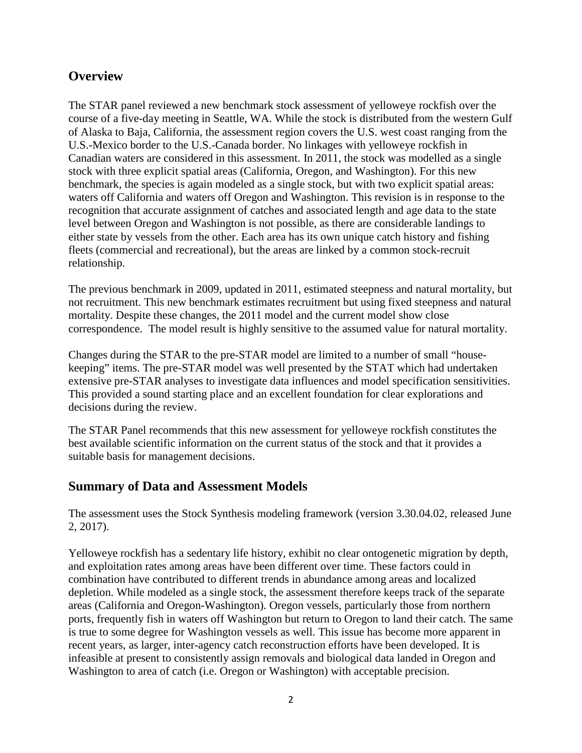## Overview

The STAR panel reviewed a new benchmark stock assessment of yelloweye rockfish over the course of a five-day meeting in Seattle, WA. While the stock is distributed from the western Gulf of Alaska to Baja, California, the assessment region covers the U.S. west coast ranging from the U.S.-Mexico border to the U.S.-Canada border. No linkages with yelloweye rockfish in Canadian waters are considered in this assessment. In 2011, the stock was modelled as a single stock with three explicit spatial areas (California, Oregon, and Washington). For this new benchmark, the species is again modeled as a single stock, but with two explicit spatial areas: waters off California and waters off Oregon and Washington. This revision is in response to the recognition that accurate assignment of catches and associated length and age data to the state level between Oregon and Washington is not possible, as there are considerable landings to either state by vessels from the other. Each area has its own unique catch history and fishing fleets (commercial and recreational), but the areas are linked by a common stock-recruit relationship.

The previous benchmark in 2009, updated in 2011, estimated steepness and natural mortality, but not recruitment. This new benchmark estimates recruitment but using fixed steepness and natural mortality. Despite these changes, the 2011 model and the current model show close correspondence. The model result is highly sensitive to the assumed value for natural mortality.

Changes during the STAR to the pre-STAR model are limited to a number of small "house-keeping" items. The pre-STAR model was well presented by the STAT which had undertaken extensive pre-STAR analyses to investigate data influences and model specification sensitivities. This provided a sound starting place and an excellent foundation for clear explorations and decisions during the review.

The STAR Panel recommends that this new assessment for yelloweye rockfish constitutes the best available scientific information on the current status of the stock and that it provides a suitable basis for management decisions.

## Summary of Data and Assessment Models

The assessment uses the Stock Synthesis modeling framework (version 3.30.04.02, released June 2, 2017).

Yelloweye rockfish has a sedentary life history, exhibit no clear ontogenetic migration by depth, and exploitation rates among areas have been different over time. These factors could in combination have contributed to different trends in abundance among areas and localized depletion. While modeled as a single stock, the assessment therefore keeps track of the separate areas (California and Oregon-Washington). Oregon vessels, particularly those from northern ports, frequently fish in waters off Washington but return to Oregon to land their catch. The same is true to some degree for Washington vessels as well. This issue has become more apparent in recent years, as larger, inter-agency catch reconstruction efforts have been developed. It is infeasible at present to consistently assign removals and biological data landed in Oregon and Washington to area of catch (i.e. Oregon or Washington) with acceptable precision.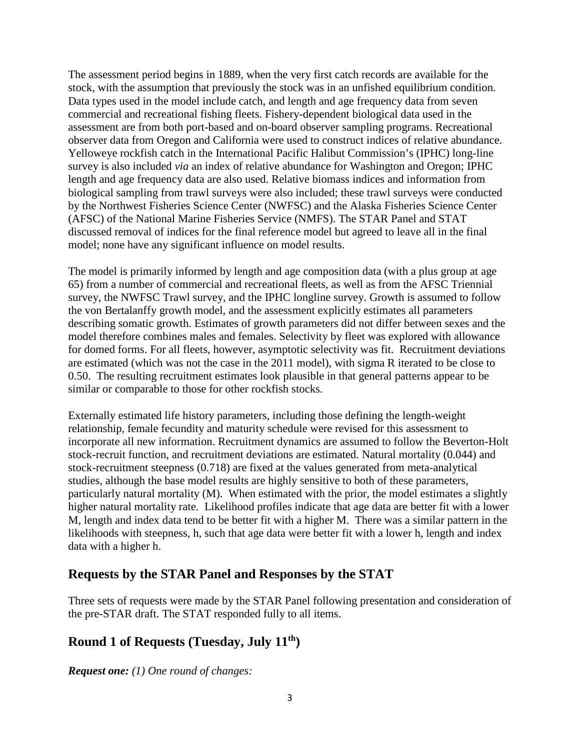The assessment period begins in 1889, when the very first catch records are available for the stock, with the assumption that previously the stock was in an unfished equilibrium condition. Data types used in the model include catch, and length and age frequency data from seven commercial and recreational fishing fleets. Fishery-dependent biological data used in the assessment are from both port-based and on-board observer sampling programs. Recreational observer data from Oregon and California were used to construct indices of relative abundance. Yelloweye rockfish catch in the International Pacific Halibut Commission's (IPHC) long-line survey is also included *via* an index of relative abundance for Washington and Oregon; IPHC length and age frequency data are also used. Relative biomass indices and information from biological sampling from trawl surveys were also included; these trawl surveys were conducted by the Northwest Fisheries Science Center (NWFSC) and the Alaska Fisheries Science Center (AFSC) of the National Marine Fisheries Service (NMFS). The STAR Panel and STAT discussed removal of indices for the final reference model but agreed to leave all in the final model; none have any significant influence on model results.

The model is primarily informed by length and age composition data (with a plus group at age 65) from a number of commercial and recreational fleets, as well as from the AFSC Triennial survey, the NWFSC Trawl survey, and the IPHC longline survey. Growth is assumed to follow the von Bertalanffy growth model, and the assessment explicitly estimates all parameters describing somatic growth. Estimates of growth parameters did not differ between sexes and the model therefore combines males and females. Selectivity by fleet was explored with allowance for domed forms. For all fleets, however, asymptotic selectivity was fit. Recruitment deviations are estimated (which was not the case in the 2011 model), with sigma R iterated to be close to 0.50. The resulting recruitment estimates look plausible in that general patterns appear to be similar or comparable to those for other rockfish stocks.

Externally estimated life history parameters, including those defining the length-weight relationship, female fecundity and maturity schedule were revised for this assessment to incorporate all new information. Recruitment dynamics are assumed to follow the Beverton-Holt stock-recruit function, and recruitment deviations are estimated. Natural mortality (0.044) and stock-recruitment steepness (0.718) are fixed at the values generated from meta-analytical studies, although the base model results are highly sensitive to both of these parameters, particularly natural mortality (M). When estimated with the prior, the model estimates a slightly higher natural mortality rate. Likelihood profiles indicate that age data are better fit with a lower M, length and index data tend to be better fit with a higher M. There was a similar pattern in the likelihoods with steepness, h, such that age data were better fit with a lower h, length and index data with a higher h.

## Requests by the STAR Panel and Responses by the STAT

Three sets of requests were made by the STAR Panel following presentation and consideration of the pre-STAR draft. The STAT responded fully to all items.

## Round 1 of Requests (Tuesday, July 11th)

***Request one:*** *(1) One round of changes:*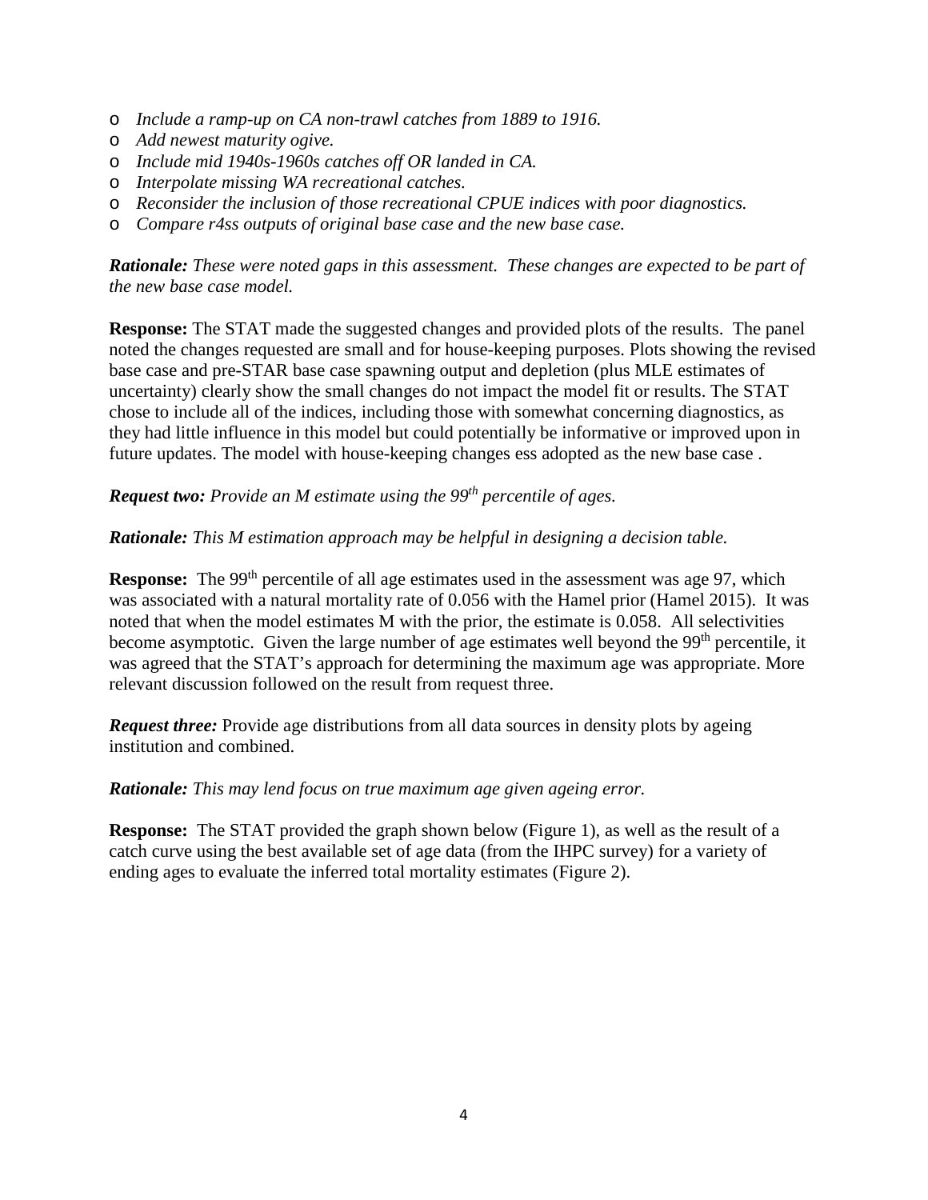- *Include a ramp-up on CA non-trawl catches from 1889 to 1916.*
- *Add newest maturity ogive.*
- *Include mid 1940s-1960s catches off OR landed in CA.*
- *Interpolate missing WA recreational catches.*
- *Reconsider the inclusion of those recreational CPUE indices with poor diagnostics.*
- *Compare r4ss outputs of original base case and the new base case.*

***Rationale:*** *These were noted gaps in this assessment. These changes are expected to be part of the new base case model.*

**Response:** The STAT made the suggested changes and provided plots of the results. The panel noted the changes requested are small and for house-keeping purposes. Plots showing the revised base case and pre-STAR base case spawning output and depletion (plus MLE estimates of uncertainty) clearly show the small changes do not impact the model fit or results. The STAT chose to include all of the indices, including those with somewhat concerning diagnostics, as they had little influence in this model but could potentially be informative or improved upon in future updates. The model with house-keeping changes ess adopted as the new base case .

***Request two:*** *Provide an M estimate using the 99th percentile of ages.*

***Rationale:*** *This M estimation approach may be helpful in designing a decision table.*

**Response:** The 99th percentile of all age estimates used in the assessment was age 97, which was associated with a natural mortality rate of 0.056 with the Hamel prior (Hamel 2015). It was noted that when the model estimates M with the prior, the estimate is 0.058. All selectivities become asymptotic. Given the large number of age estimates well beyond the 99th percentile, it was agreed that the STAT's approach for determining the maximum age was appropriate. More relevant discussion followed on the result from request three.

***Request three:*** Provide age distributions from all data sources in density plots by ageing institution and combined.

***Rationale:*** *This may lend focus on true maximum age given ageing error.*

**Response:** The STAT provided the graph shown below (Figure 1), as well as the result of a catch curve using the best available set of age data (from the IHPC survey) for a variety of ending ages to evaluate the inferred total mortality estimates (Figure 2).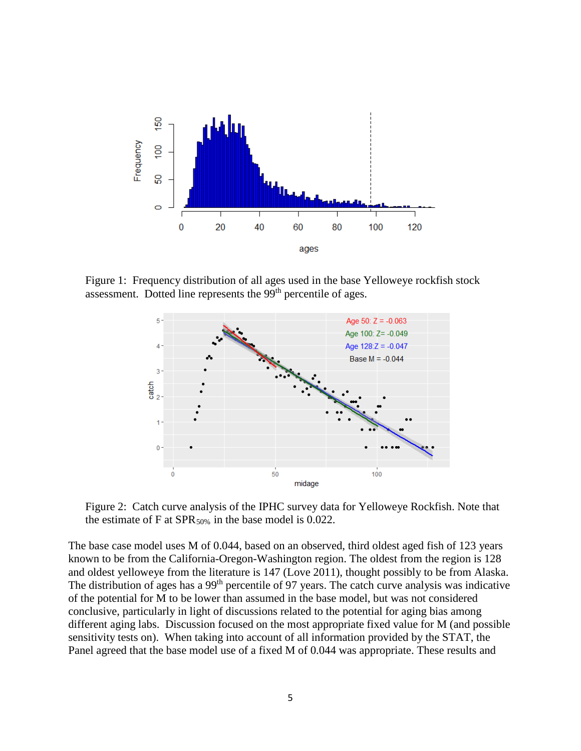Figure 1: Frequency distribution of all ages used in the base Yelloweye rockfish stock assessment. Dotted line represents the 99[th] percentile of ages.

Figure 2: Catch curve analysis of the IPHC survey data for Yelloweye Rockfish. Note that the estimate of F at $SPR_{50\%}$ in the base model is 0.022.

The base case model uses M of 0.044, based on an observed, third oldest aged fish of 123 years known to be from the California-Oregon-Washington region. The oldest from the region is 128 and oldest yelloweye from the literature is 147 (Love 2011), thought possibly to be from Alaska. The distribution of ages has a 99[th] percentile of 97 years. The catch curve analysis was indicative of the potential for M to be lower than assumed in the base model, but was not considered conclusive, particularly in light of discussions related to the potential for aging bias among different aging labs. Discussion focused on the most appropriate fixed value for M (and possible sensitivity tests on). When taking into account of all information provided by the STAT, the Panel agreed that the base model use of a fixed M of 0.044 was appropriate. These results and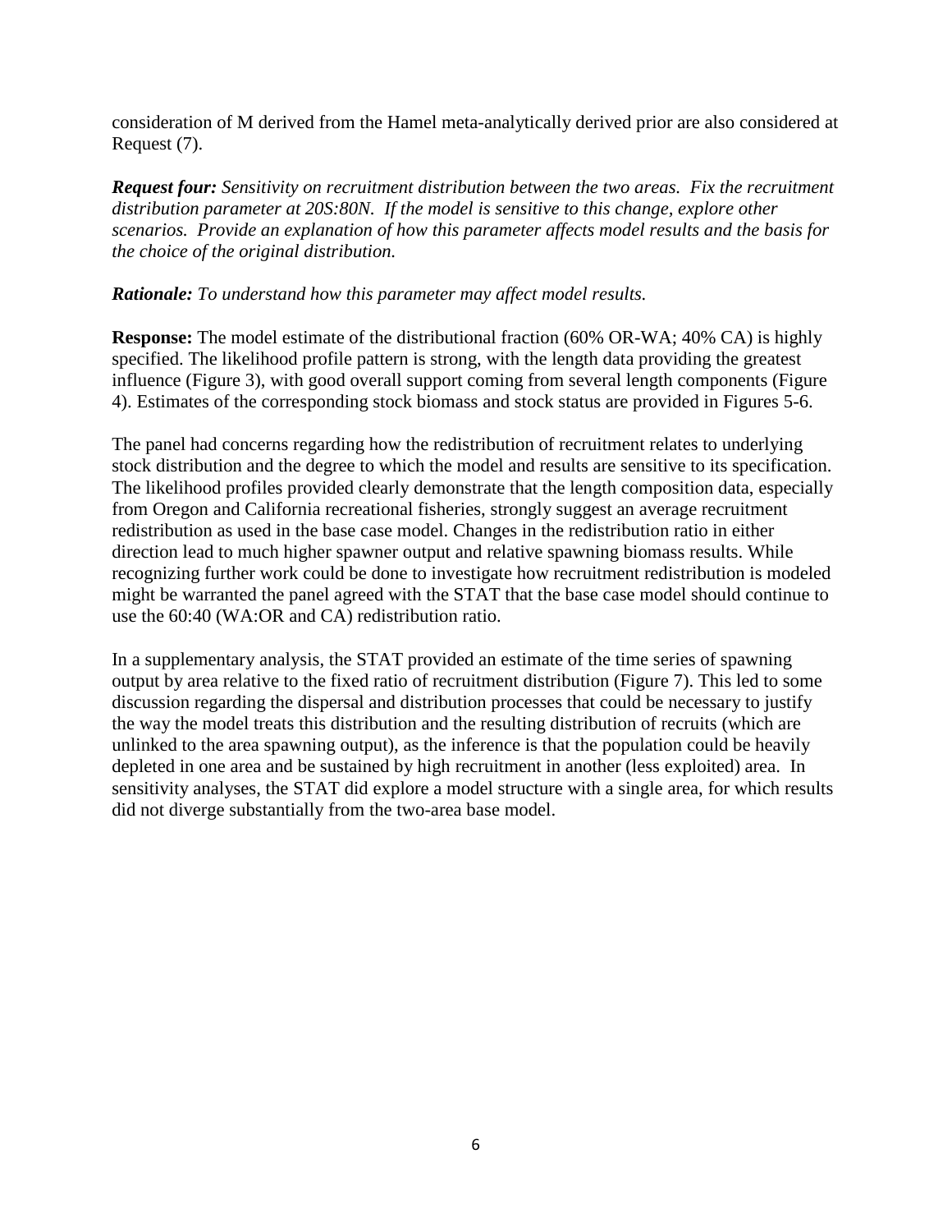consideration of M derived from the Hamel meta-analytically derived prior are also considered at Request (7).

***Request four:*** *Sensitivity on recruitment distribution between the two areas. Fix the recruitment distribution parameter at 20S:80N. If the model is sensitive to this change, explore other scenarios. Provide an explanation of how this parameter affects model results and the basis for the choice of the original distribution.*

***Rationale:*** *To understand how this parameter may affect model results.*

**Response:** The model estimate of the distributional fraction (60% OR-WA; 40% CA) is highly specified. The likelihood profile pattern is strong, with the length data providing the greatest influence (Figure 3), with good overall support coming from several length components (Figure 4). Estimates of the corresponding stock biomass and stock status are provided in Figures 5-6.

The panel had concerns regarding how the redistribution of recruitment relates to underlying stock distribution and the degree to which the model and results are sensitive to its specification. The likelihood profiles provided clearly demonstrate that the length composition data, especially from Oregon and California recreational fisheries, strongly suggest an average recruitment redistribution as used in the base case model. Changes in the redistribution ratio in either direction lead to much higher spawner output and relative spawning biomass results. While recognizing further work could be done to investigate how recruitment redistribution is modeled might be warranted the panel agreed with the STAT that the base case model should continue to use the 60:40 (WA:OR and CA) redistribution ratio.

In a supplementary analysis, the STAT provided an estimate of the time series of spawning output by area relative to the fixed ratio of recruitment distribution (Figure 7). This led to some discussion regarding the dispersal and distribution processes that could be necessary to justify the way the model treats this distribution and the resulting distribution of recruits (which are unlinked to the area spawning output), as the inference is that the population could be heavily depleted in one area and be sustained by high recruitment in another (less exploited) area. In sensitivity analyses, the STAT did explore a model structure with a single area, for which results did not diverge substantially from the two-area base model.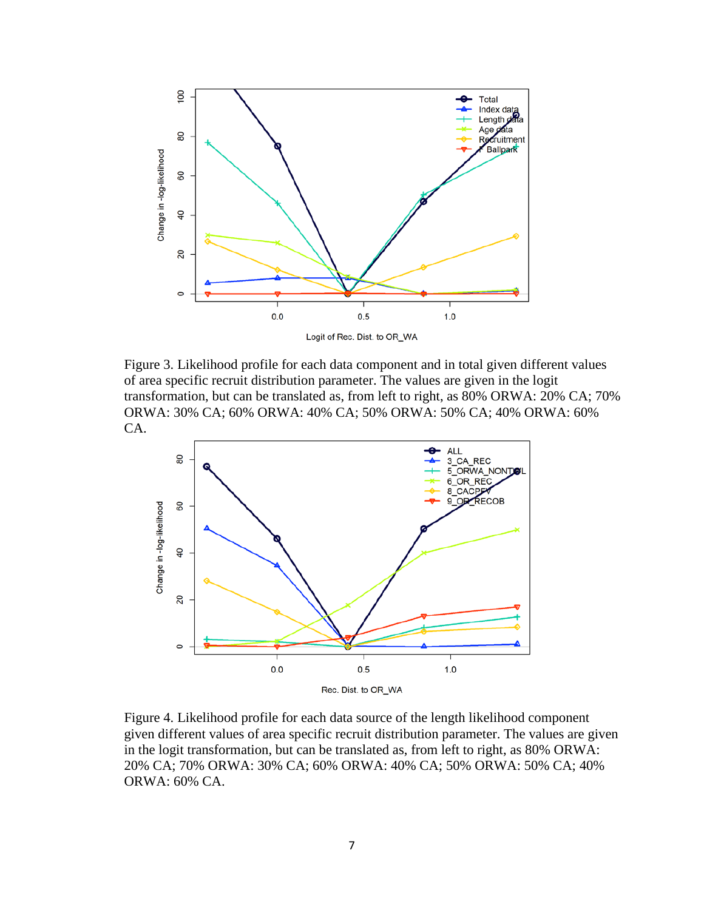Figure 3. Likelihood profile for each data component and in total given different values of area specific recruit distribution parameter. The values are given in the logit transformation, but can be translated as, from left to right, as 80% ORWA: 20% CA; 70% ORWA: 30% CA; 60% ORWA: 40% CA; 50% ORWA: 50% CA; 40% ORWA: 60% CA.

Figure 4. Likelihood profile for each data source of the length likelihood component given different values of area specific recruit distribution parameter. The values are given in the logit transformation, but can be translated as, from left to right, as 80% ORWA: 20% CA; 70% ORWA: 30% CA; 60% ORWA: 40% CA; 50% ORWA: 50% CA; 40% ORWA: 60% CA.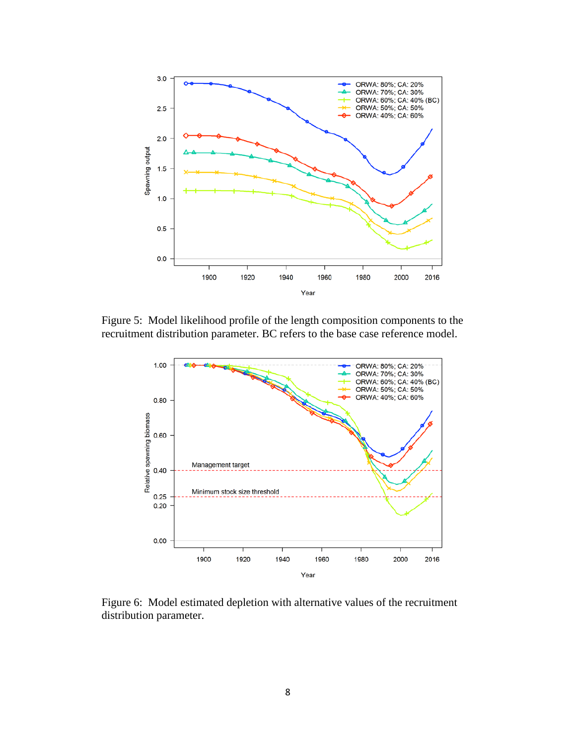Figure 5: Model likelihood profile of the length composition components to the recruitment distribution parameter. BC refers to the base case reference model.

Figure 6: Model estimated depletion with alternative values of the recruitment distribution parameter.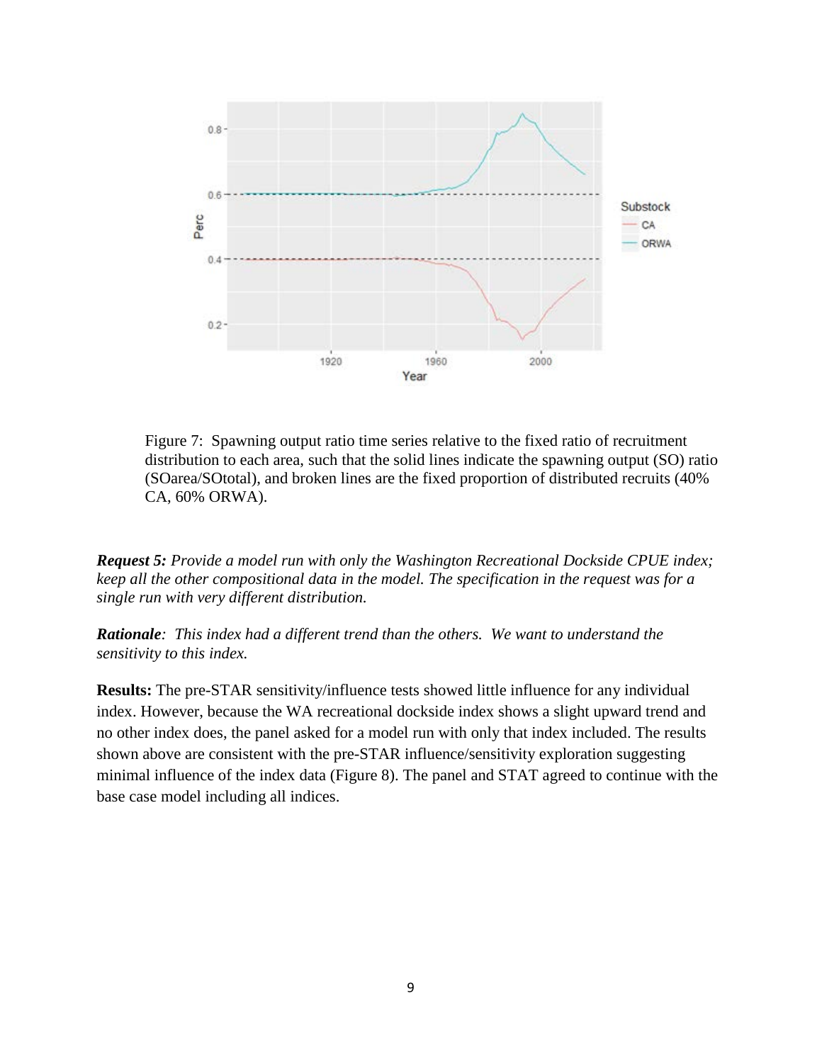Figure 7: Spawning output ratio time series relative to the fixed ratio of recruitment distribution to each area, such that the solid lines indicate the spawning output (SO) ratio (SOarea/SOtotal), and broken lines are the fixed proportion of distributed recruits (40% CA, 60% ORWA).

***Request 5:*** *Provide a model run with only the Washington Recreational Dockside CPUE index; keep all the other compositional data in the model. The specification in the request was for a single run with very different distribution.*

***Rationale****: This index had a different trend than the others. We want to understand the sensitivity to this index.*

**Results:** The pre-STAR sensitivity/influence tests showed little influence for any individual index. However, because the WA recreational dockside index shows a slight upward trend and no other index does, the panel asked for a model run with only that index included. The results shown above are consistent with the pre-STAR influence/sensitivity exploration suggesting minimal influence of the index data (Figure 8). The panel and STAT agreed to continue with the base case model including all indices.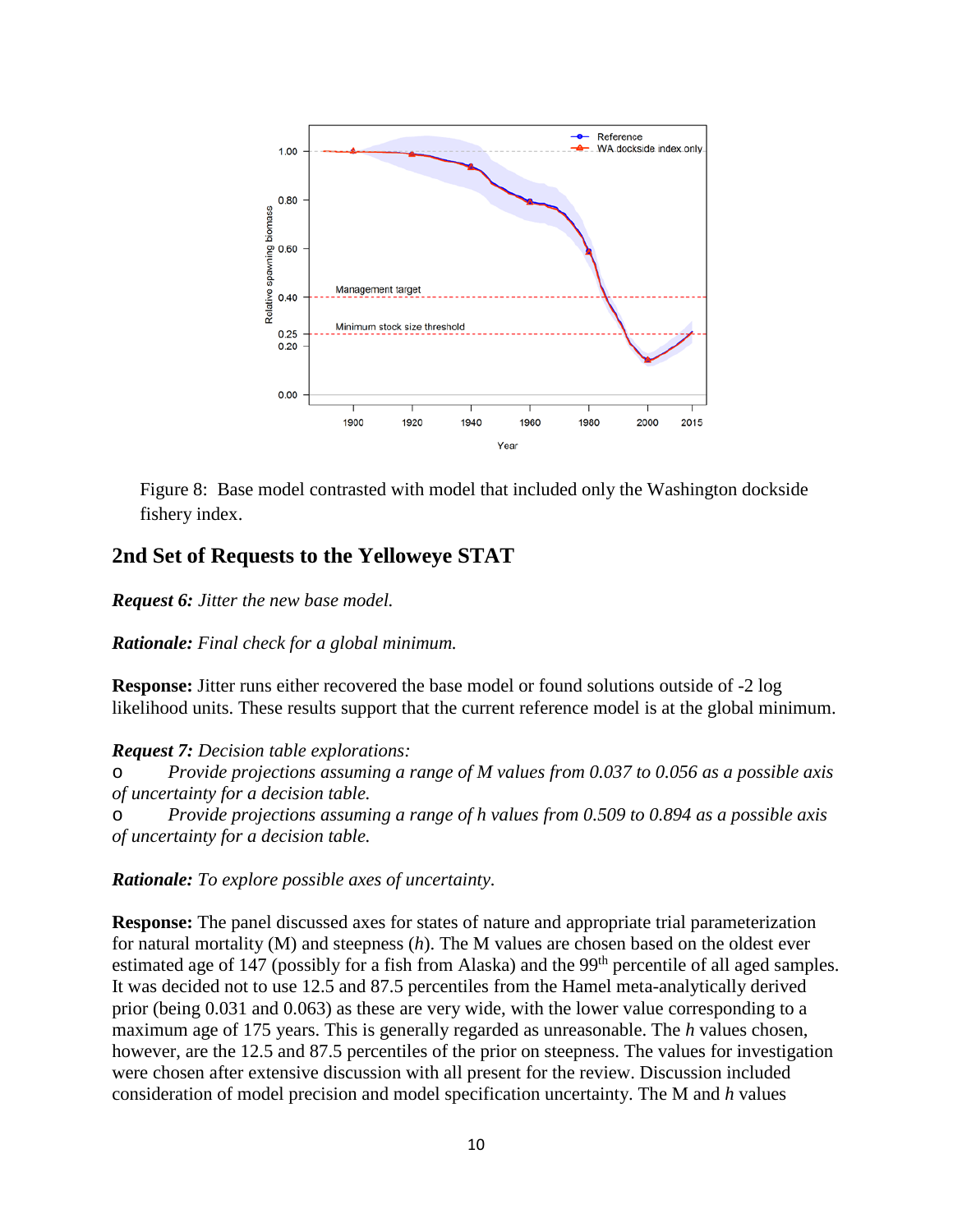Figure 8: Base model contrasted with model that included only the Washington dockside fishery index.

## 2nd Set of Requests to the Yelloweye STAT

***Request 6:*** *Jitter the new base model.*

***Rationale:*** *Final check for a global minimum.*

**Response:** Jitter runs either recovered the base model or found solutions outside of -2 log likelihood units. These results support that the current reference model is at the global minimum.

***Request 7:*** *Decision table explorations:*

- *Provide projections assuming a range of M values from 0.037 to 0.056 as a possible axis of uncertainty for a decision table.*
- *Provide projections assuming a range of h values from 0.509 to 0.894 as a possible axis of uncertainty for a decision table.*

***Rationale:*** *To explore possible axes of uncertainty.*

**Response:** The panel discussed axes for states of nature and appropriate trial parameterization for natural mortality (M) and steepness (*h*). The M values are chosen based on the oldest ever estimated age of 147 (possibly for a fish from Alaska) and the 99th percentile of all aged samples. It was decided not to use 12.5 and 87.5 percentiles from the Hamel meta-analytically derived prior (being 0.031 and 0.063) as these are very wide, with the lower value corresponding to a maximum age of 175 years. This is generally regarded as unreasonable. The *h* values chosen, however, are the 12.5 and 87.5 percentiles of the prior on steepness. The values for investigation were chosen after extensive discussion with all present for the review. Discussion included consideration of model precision and model specification uncertainty. The M and *h* values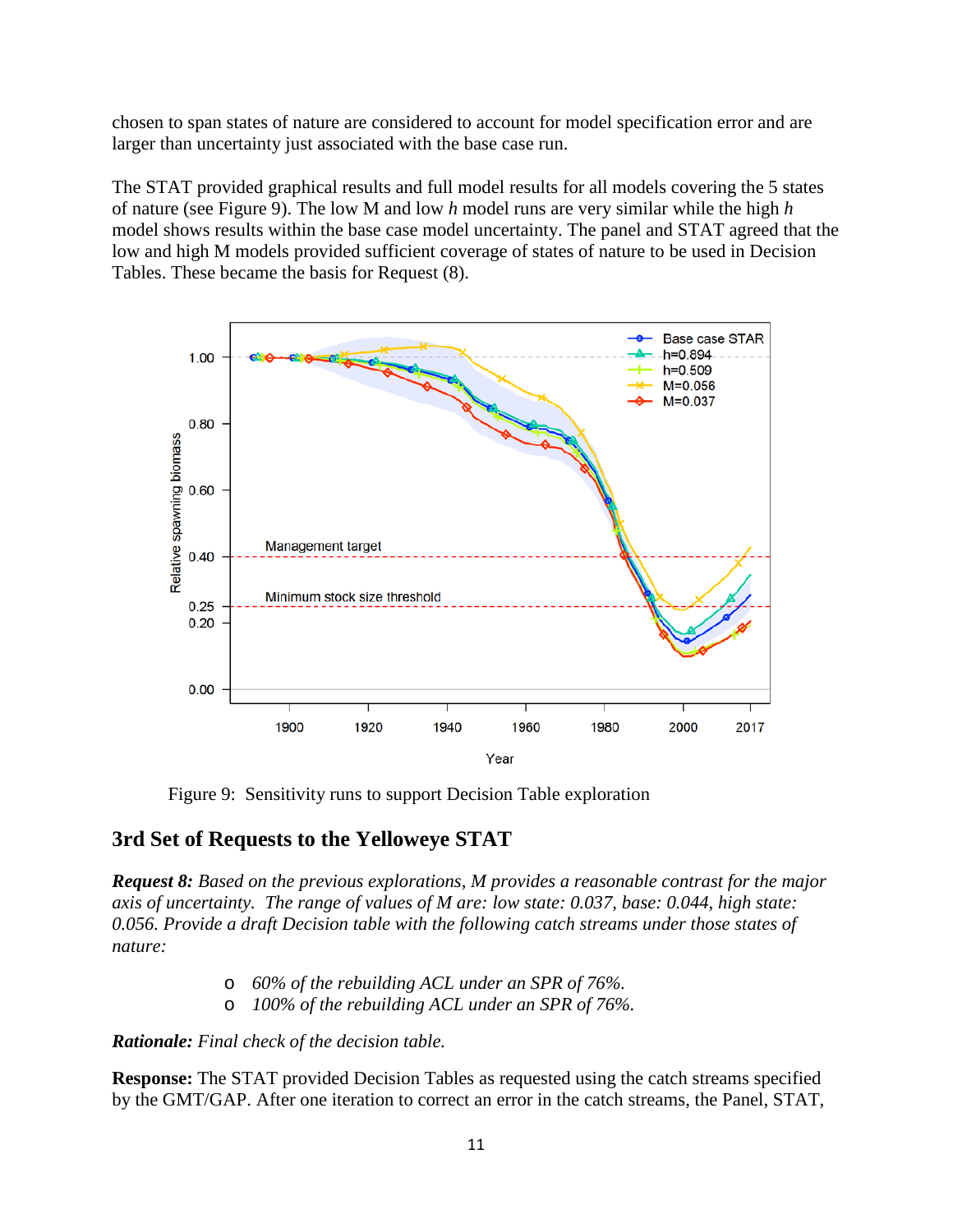chosen to span states of nature are considered to account for model specification error and are larger than uncertainty just associated with the base case run.

The STAT provided graphical results and full model results for all models covering the 5 states of nature (see Figure 9). The low M and low *h* model runs are very similar while the high *h* model shows results within the base case model uncertainty. The panel and STAT agreed that the low and high M models provided sufficient coverage of states of nature to be used in Decision Tables. These became the basis for Request (8).

Figure 9: Sensitivity runs to support Decision Table exploration

## 3rd Set of Requests to the Yelloweye STAT

***Request 8:*** *Based on the previous explorations, M provides a reasonable contrast for the major axis of uncertainty. The range of values of M are: low state: 0.037, base: 0.044, high state: 0.056. Provide a draft Decision table with the following catch streams under those states of nature:*

- *60% of the rebuilding ACL under an SPR of 76%.*
- *100% of the rebuilding ACL under an SPR of 76%.*

***Rationale:*** *Final check of the decision table.*

**Response:** The STAT provided Decision Tables as requested using the catch streams specified by the GMT/GAP. After one iteration to correct an error in the catch streams, the Panel, STAT,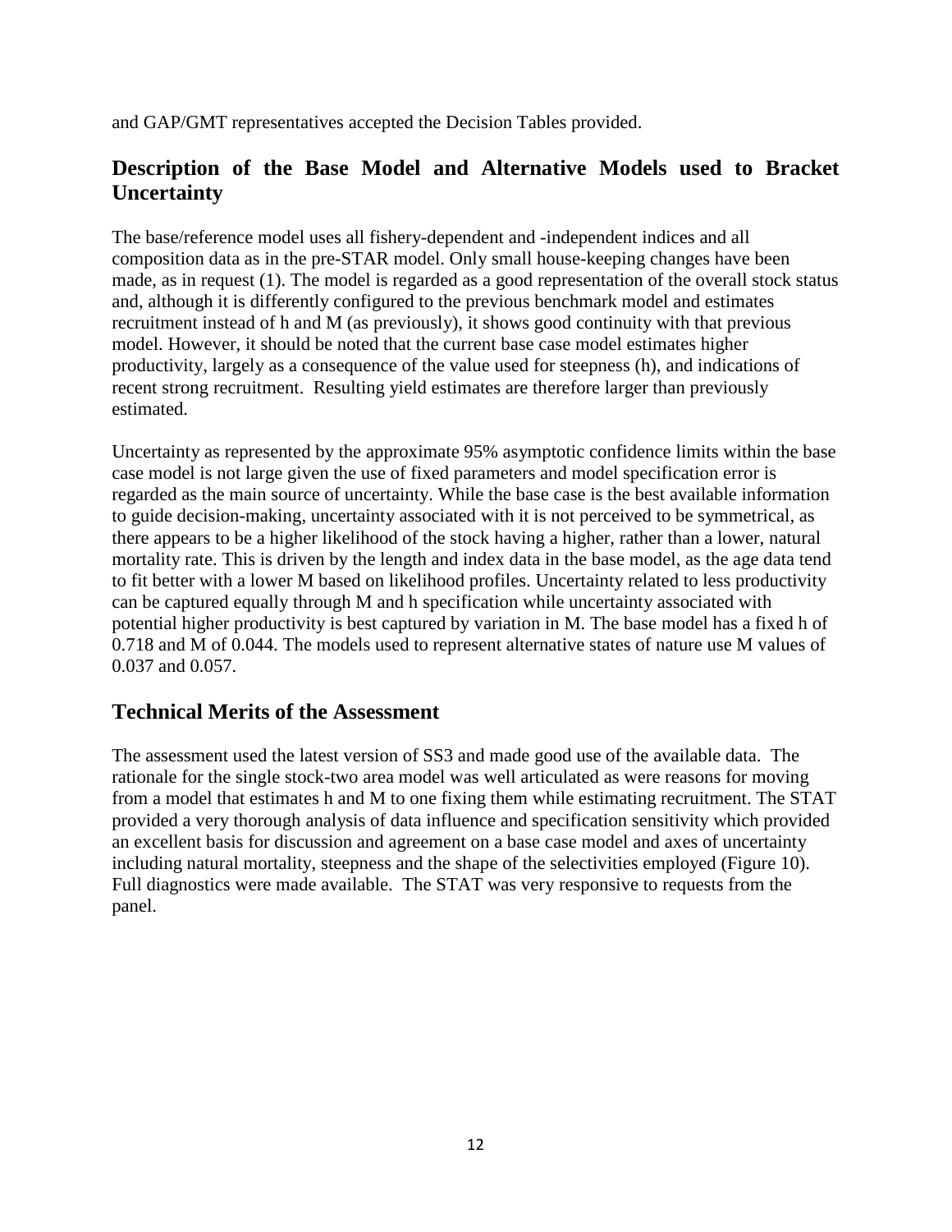and GAP/GMT representatives accepted the Decision Tables provided.

## Description of the Base Model and Alternative Models used to Bracket Uncertainty

The base/reference model uses all fishery-dependent and -independent indices and all composition data as in the pre-STAR model. Only small house-keeping changes have been made, as in request (1). The model is regarded as a good representation of the overall stock status and, although it is differently configured to the previous benchmark model and estimates recruitment instead of h and M (as previously), it shows good continuity with that previous model. However, it should be noted that the current base case model estimates higher productivity, largely as a consequence of the value used for steepness (h), and indications of recent strong recruitment. Resulting yield estimates are therefore larger than previously estimated.

Uncertainty as represented by the approximate 95% asymptotic confidence limits within the base case model is not large given the use of fixed parameters and model specification error is regarded as the main source of uncertainty. While the base case is the best available information to guide decision-making, uncertainty associated with it is not perceived to be symmetrical, as there appears to be a higher likelihood of the stock having a higher, rather than a lower, natural mortality rate. This is driven by the length and index data in the base model, as the age data tend to fit better with a lower M based on likelihood profiles. Uncertainty related to less productivity can be captured equally through M and h specification while uncertainty associated with potential higher productivity is best captured by variation in M. The base model has a fixed h of 0.718 and M of 0.044. The models used to represent alternative states of nature use M values of 0.037 and 0.057.

## Technical Merits of the Assessment

The assessment used the latest version of SS3 and made good use of the available data. The rationale for the single stock-two area model was well articulated as were reasons for moving from a model that estimates h and M to one fixing them while estimating recruitment. The STAT provided a very thorough analysis of data influence and specification sensitivity which provided an excellent basis for discussion and agreement on a base case model and axes of uncertainty including natural mortality, steepness and the shape of the selectivities employed (Figure 10). Full diagnostics were made available. The STAT was very responsive to requests from the panel.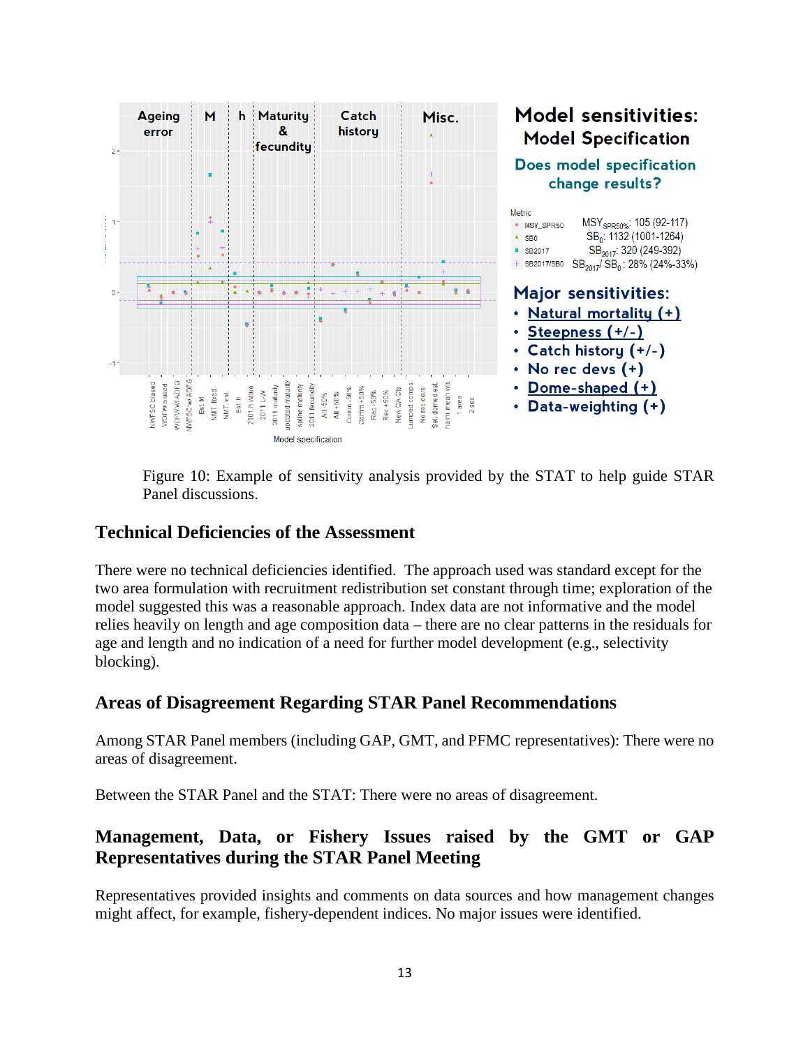Figure 10: Example of sensitivity analysis provided by the STAT to help guide STAR Panel discussions.

## Technical Deficiencies of the Assessment

There were no technical deficiencies identified. The approach used was standard except for the two area formulation with recruitment redistribution set constant through time; exploration of the model suggested this was a reasonable approach. Index data are not informative and the model relies heavily on length and age composition data – there are no clear patterns in the residuals for age and length and no indication of a need for further model development (e.g., selectivity blocking).

## Areas of Disagreement Regarding STAR Panel Recommendations

Among STAR Panel members (including GAP, GMT, and PFMC representatives): There were no areas of disagreement.

Between the STAR Panel and the STAT: There were no areas of disagreement.

## Management, Data, or Fishery Issues raised by the GMT or GAP Representatives during the STAR Panel Meeting

Representatives provided insights and comments on data sources and how management changes might affect, for example, fishery-dependent indices. No major issues were identified.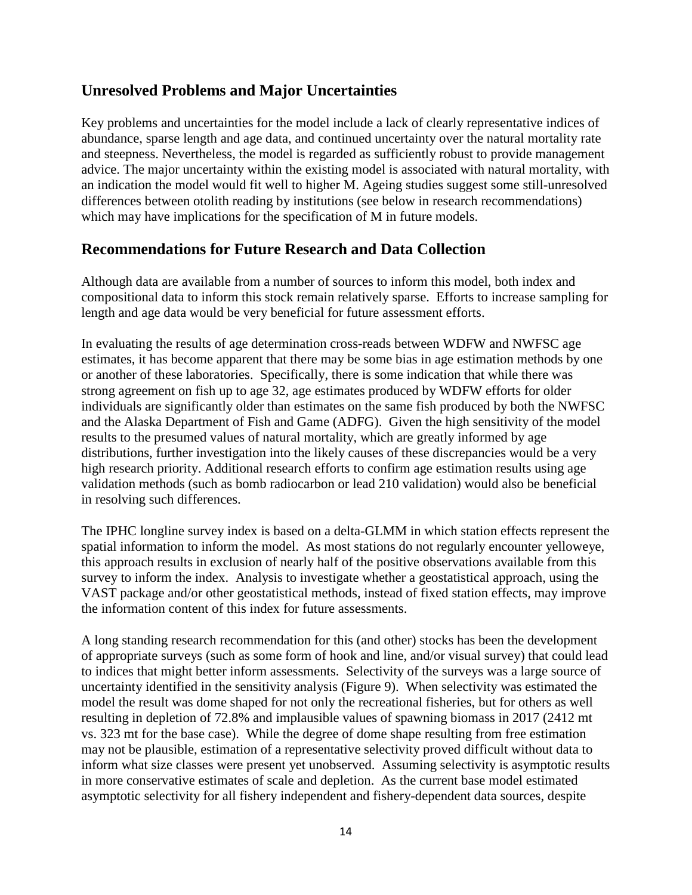## Unresolved Problems and Major Uncertainties

Key problems and uncertainties for the model include a lack of clearly representative indices of abundance, sparse length and age data, and continued uncertainty over the natural mortality rate and steepness. Nevertheless, the model is regarded as sufficiently robust to provide management advice. The major uncertainty within the existing model is associated with natural mortality, with an indication the model would fit well to higher M. Ageing studies suggest some still-unresolved differences between otolith reading by institutions (see below in research recommendations) which may have implications for the specification of M in future models.

## Recommendations for Future Research and Data Collection

Although data are available from a number of sources to inform this model, both index and compositional data to inform this stock remain relatively sparse. Efforts to increase sampling for length and age data would be very beneficial for future assessment efforts.

In evaluating the results of age determination cross-reads between WDFW and NWFSC age estimates, it has become apparent that there may be some bias in age estimation methods by one or another of these laboratories. Specifically, there is some indication that while there was strong agreement on fish up to age 32, age estimates produced by WDFW efforts for older individuals are significantly older than estimates on the same fish produced by both the NWFSC and the Alaska Department of Fish and Game (ADFG). Given the high sensitivity of the model results to the presumed values of natural mortality, which are greatly informed by age distributions, further investigation into the likely causes of these discrepancies would be a very high research priority. Additional research efforts to confirm age estimation results using age validation methods (such as bomb radiocarbon or lead 210 validation) would also be beneficial in resolving such differences.

The IPHC longline survey index is based on a delta-GLMM in which station effects represent the spatial information to inform the model. As most stations do not regularly encounter yelloweye, this approach results in exclusion of nearly half of the positive observations available from this survey to inform the index. Analysis to investigate whether a geostatistical approach, using the VAST package and/or other geostatistical methods, instead of fixed station effects, may improve the information content of this index for future assessments.

A long standing research recommendation for this (and other) stocks has been the development of appropriate surveys (such as some form of hook and line, and/or visual survey) that could lead to indices that might better inform assessments. Selectivity of the surveys was a large source of uncertainty identified in the sensitivity analysis (Figure 9). When selectivity was estimated the model the result was dome shaped for not only the recreational fisheries, but for others as well resulting in depletion of 72.8% and implausible values of spawning biomass in 2017 (2412 mt vs. 323 mt for the base case). While the degree of dome shape resulting from free estimation may not be plausible, estimation of a representative selectivity proved difficult without data to inform what size classes were present yet unobserved. Assuming selectivity is asymptotic results in more conservative estimates of scale and depletion. As the current base model estimated asymptotic selectivity for all fishery independent and fishery-dependent data sources, despite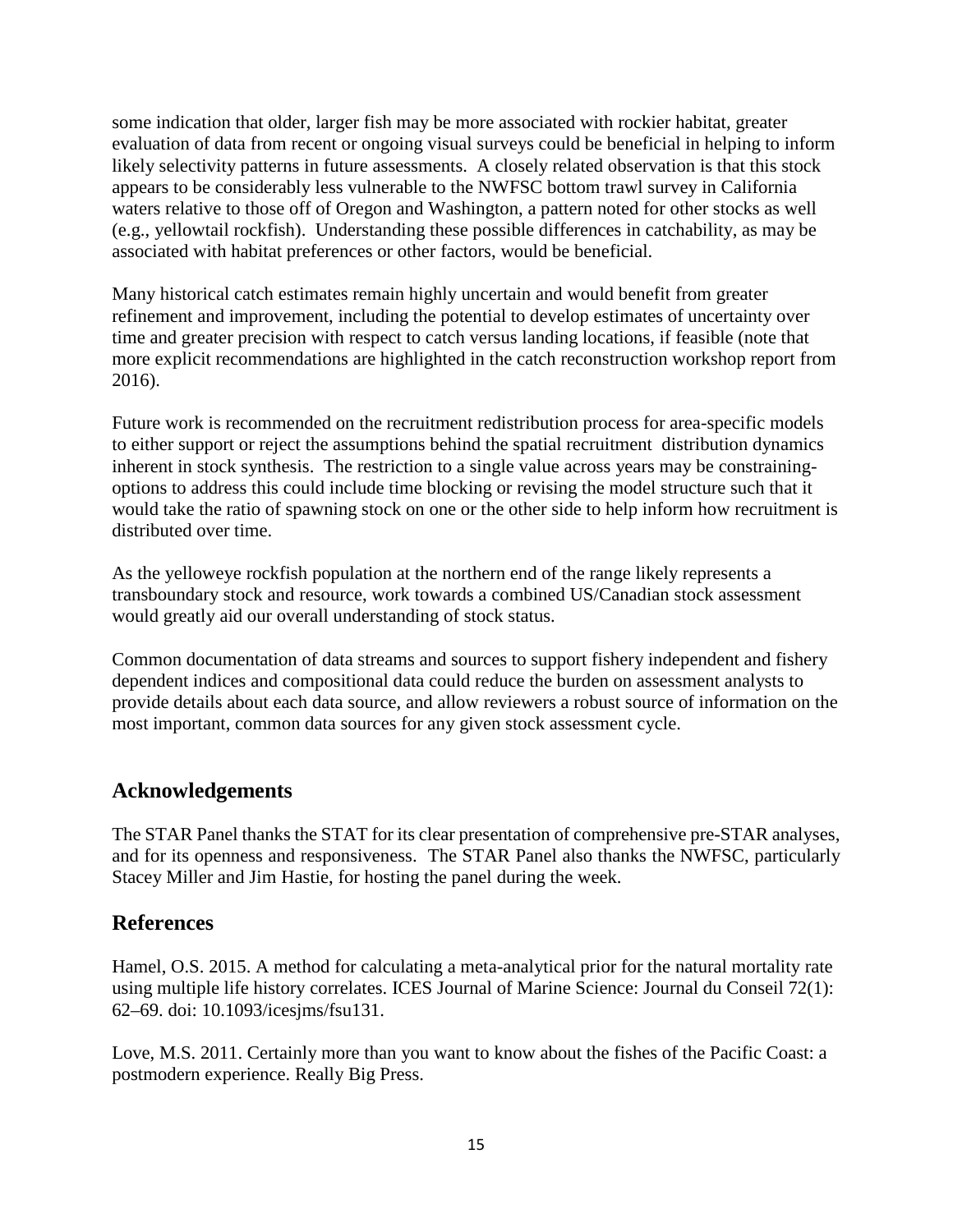some indication that older, larger fish may be more associated with rockier habitat, greater evaluation of data from recent or ongoing visual surveys could be beneficial in helping to inform likely selectivity patterns in future assessments. A closely related observation is that this stock appears to be considerably less vulnerable to the NWFSC bottom trawl survey in California waters relative to those off of Oregon and Washington, a pattern noted for other stocks as well (e.g., yellowtail rockfish). Understanding these possible differences in catchability, as may be associated with habitat preferences or other factors, would be beneficial.

Many historical catch estimates remain highly uncertain and would benefit from greater refinement and improvement, including the potential to develop estimates of uncertainty over time and greater precision with respect to catch versus landing locations, if feasible (note that more explicit recommendations are highlighted in the catch reconstruction workshop report from 2016).

Future work is recommended on the recruitment redistribution process for area-specific models to either support or reject the assumptions behind the spatial recruitment distribution dynamics inherent in stock synthesis. The restriction to a single value across years may be constraining- options to address this could include time blocking or revising the model structure such that it would take the ratio of spawning stock on one or the other side to help inform how recruitment is distributed over time.

As the yelloweye rockfish population at the northern end of the range likely represents a transboundary stock and resource, work towards a combined US/Canadian stock assessment would greatly aid our overall understanding of stock status.

Common documentation of data streams and sources to support fishery independent and fishery dependent indices and compositional data could reduce the burden on assessment analysts to provide details about each data source, and allow reviewers a robust source of information on the most important, common data sources for any given stock assessment cycle.

## Acknowledgements

The STAR Panel thanks the STAT for its clear presentation of comprehensive pre-STAR analyses, and for its openness and responsiveness. The STAR Panel also thanks the NWFSC, particularly Stacey Miller and Jim Hastie, for hosting the panel during the week.

## References

Hamel, O.S. 2015. A method for calculating a meta-analytical prior for the natural mortality rate using multiple life history correlates. ICES Journal of Marine Science: Journal du Conseil 72(1): 62–69. doi: 10.1093/icesjms/fsu131.

Love, M.S. 2011. Certainly more than you want to know about the fishes of the Pacific Coast: a postmodern experience. Really Big Press.